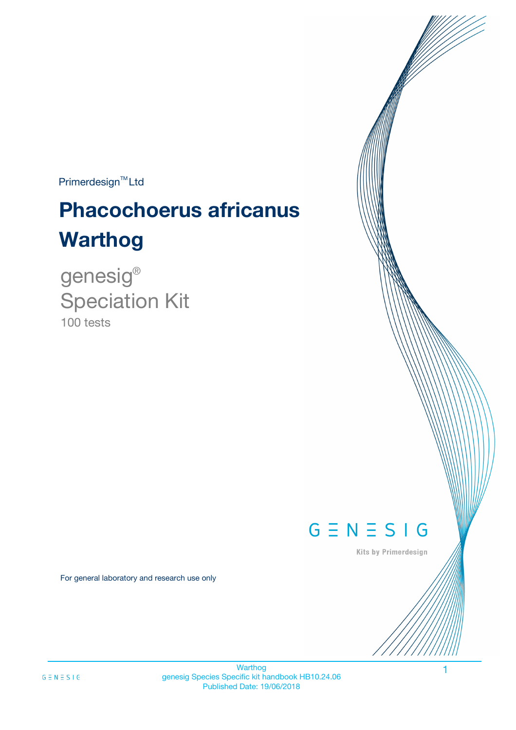Primerdesign™ Ltd

# Phacochoerus africanus Warthog

genesig®
Speciation Kit
100 tests

GENESIG
Kits by Primerdesign

For general laboratory and research use only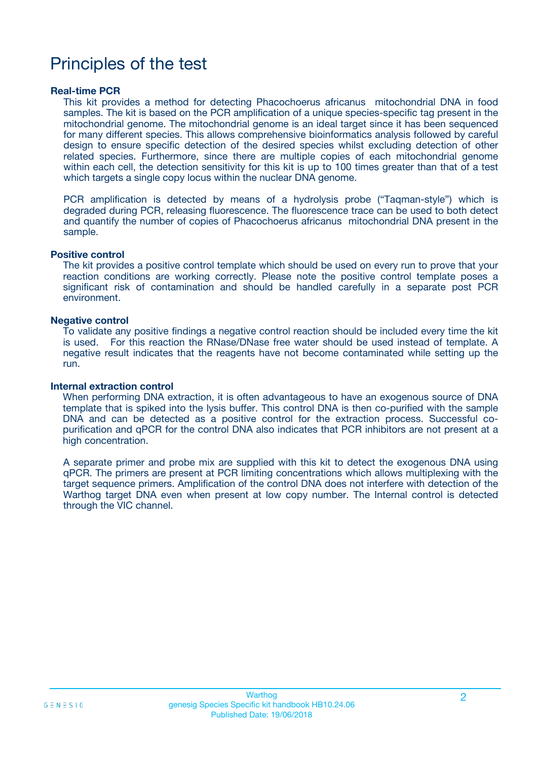# Principles of the test

### Real-time PCR

This kit provides a method for detecting Phacochoerus africanus  mitochondrial DNA in food samples. The kit is based on the PCR amplification of a unique species-specific tag present in the mitochondrial genome. The mitochondrial genome is an ideal target since it has been sequenced for many different species. This allows comprehensive bioinformatics analysis followed by careful design to ensure specific detection of the desired species whilst excluding detection of other related species. Furthermore, since there are multiple copies of each mitochondrial genome within each cell, the detection sensitivity for this kit is up to 100 times greater than that of a test which targets a single copy locus within the nuclear DNA genome.

PCR amplification is detected by means of a hydrolysis probe ("Taqman-style") which is degraded during PCR, releasing fluorescence. The fluorescence trace can be used to both detect and quantify the number of copies of Phacochoerus africanus  mitochondrial DNA present in the sample.

### Positive control

The kit provides a positive control template which should be used on every run to prove that your reaction conditions are working correctly. Please note the positive control template poses a significant risk of contamination and should be handled carefully in a separate post PCR environment.

### Negative control

To validate any positive findings a negative control reaction should be included every time the kit is used.   For this reaction the RNase/DNase free water should be used instead of template. A negative result indicates that the reagents have not become contaminated while setting up the run.

### Internal extraction control

When performing DNA extraction, it is often advantageous to have an exogenous source of DNA template that is spiked into the lysis buffer. This control DNA is then co-purified with the sample DNA and can be detected as a positive control for the extraction process. Successful co-purification and qPCR for the control DNA also indicates that PCR inhibitors are not present at a high concentration.

A separate primer and probe mix are supplied with this kit to detect the exogenous DNA using qPCR. The primers are present at PCR limiting concentrations which allows multiplexing with the target sequence primers. Amplification of the control DNA does not interfere with detection of the Warthog target DNA even when present at low copy number. The Internal control is detected through the VIC channel.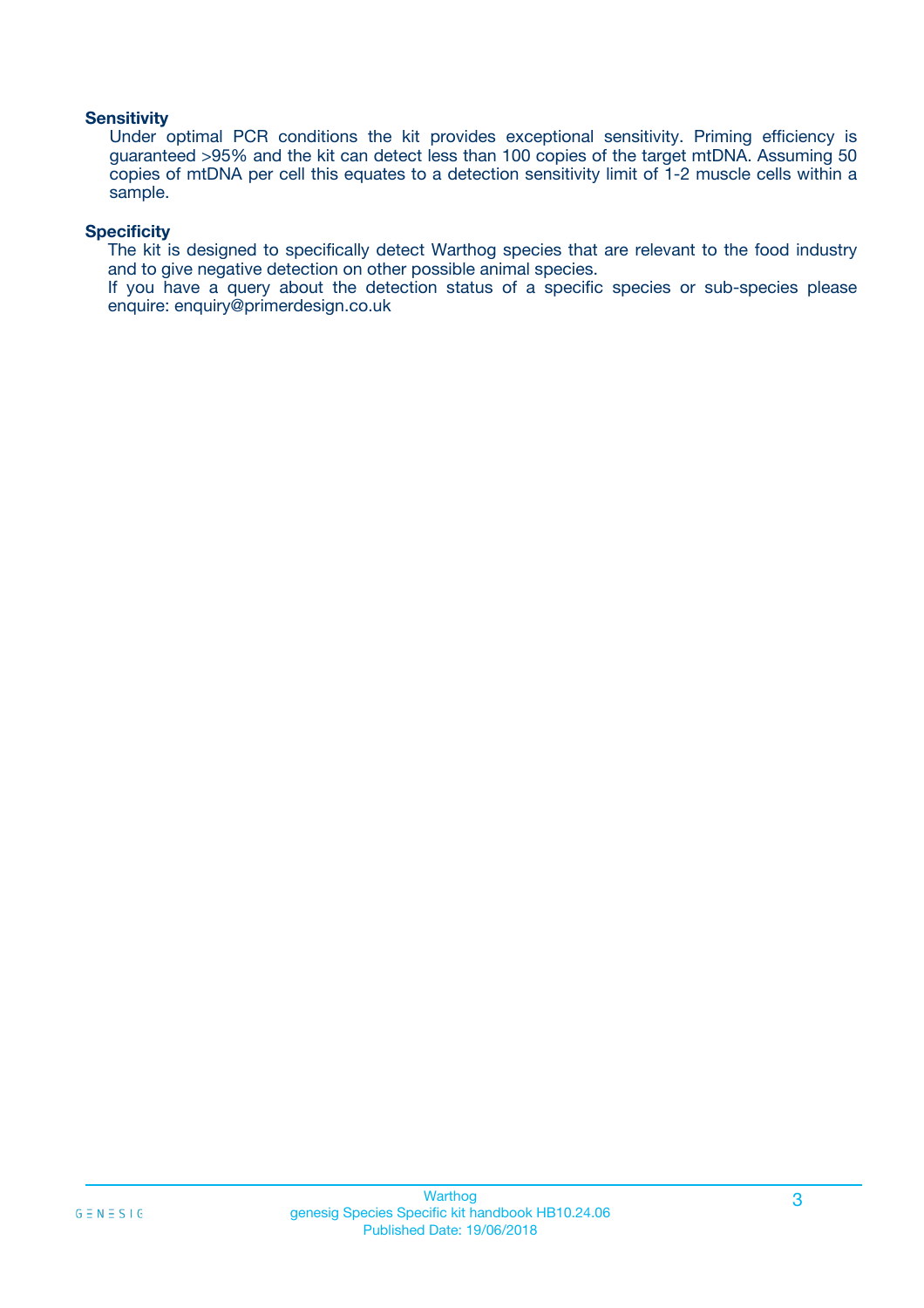### Sensitivity

Under optimal PCR conditions the kit provides exceptional sensitivity. Priming efficiency is guaranteed >95% and the kit can detect less than 100 copies of the target mtDNA. Assuming 50 copies of mtDNA per cell this equates to a detection sensitivity limit of 1-2 muscle cells within a sample.

### Specificity

The kit is designed to specifically detect Warthog species that are relevant to the food industry and to give negative detection on other possible animal species.

If you have a query about the detection status of a specific species or sub-species please enquire: enquiry@primerdesign.co.uk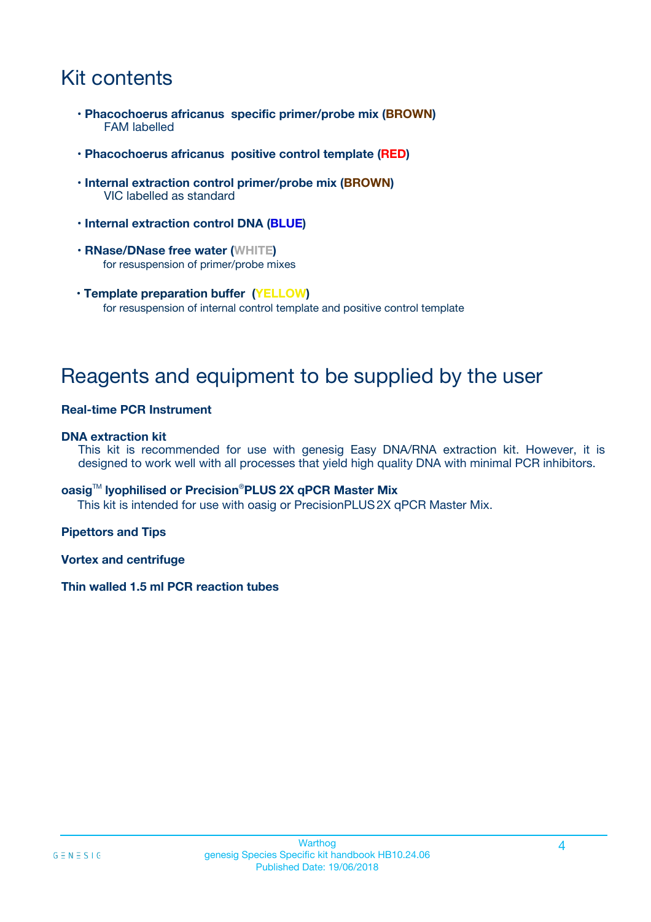# Kit contents

- **Phacochoerus africanus specific primer/probe mix (BROWN)**
  FAM labelled

- **Phacochoerus africanus positive control template (RED)**

- **Internal extraction control primer/probe mix (BROWN)**
  VIC labelled as standard

- **Internal extraction control DNA (BLUE)**

- **RNase/DNase free water (WHITE)**
  for resuspension of primer/probe mixes

- **Template preparation buffer (YELLOW)**
  for resuspension of internal control template and positive control template

# Reagents and equipment to be supplied by the user

**Real-time PCR Instrument**

**DNA extraction kit**

This kit is recommended for use with genesig Easy DNA/RNA extraction kit. However, it is designed to work well with all processes that yield high quality DNA with minimal PCR inhibitors.

**oasig™ lyophilised or Precision®PLUS 2X qPCR Master Mix**

This kit is intended for use with oasig or PrecisionPLUS 2X qPCR Master Mix.

**Pipettors and Tips**

**Vortex and centrifuge**

**Thin walled 1.5 ml PCR reaction tubes**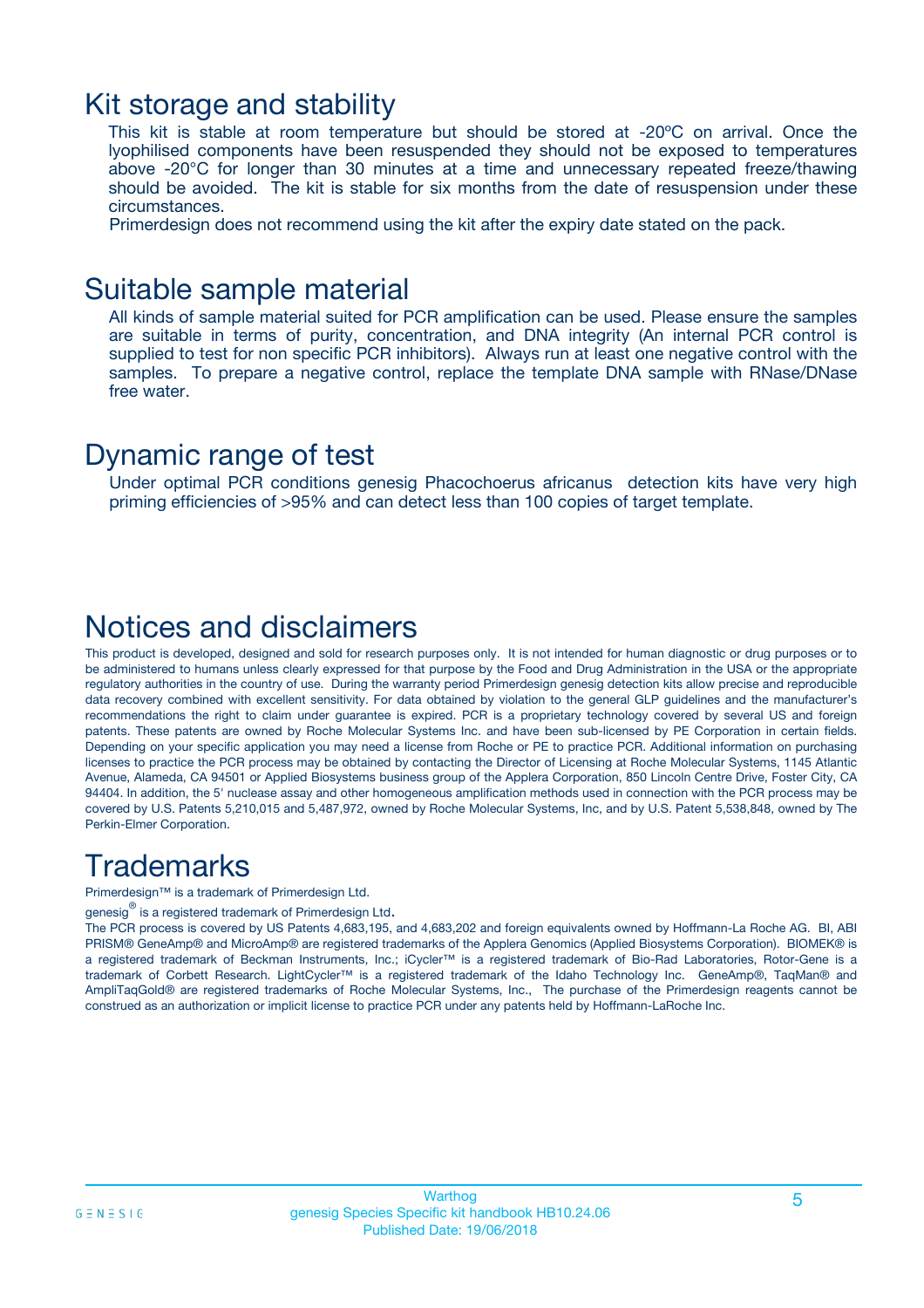## Kit storage and stability

This kit is stable at room temperature but should be stored at -20ºC on arrival. Once the lyophilised components have been resuspended they should not be exposed to temperatures above -20°C for longer than 30 minutes at a time and unnecessary repeated freeze/thawing should be avoided. The kit is stable for six months from the date of resuspension under these circumstances.

Primerdesign does not recommend using the kit after the expiry date stated on the pack.

## Suitable sample material

All kinds of sample material suited for PCR amplification can be used. Please ensure the samples are suitable in terms of purity, concentration, and DNA integrity (An internal PCR control is supplied to test for non specific PCR inhibitors). Always run at least one negative control with the samples. To prepare a negative control, replace the template DNA sample with RNase/DNase free water.

## Dynamic range of test

Under optimal PCR conditions genesig Phacochoerus africanus detection kits have very high priming efficiencies of >95% and can detect less than 100 copies of target template.

## Notices and disclaimers

This product is developed, designed and sold for research purposes only. It is not intended for human diagnostic or drug purposes or to be administered to humans unless clearly expressed for that purpose by the Food and Drug Administration in the USA or the appropriate regulatory authorities in the country of use. During the warranty period Primerdesign genesig detection kits allow precise and reproducible data recovery combined with excellent sensitivity. For data obtained by violation to the general GLP guidelines and the manufacturer's recommendations the right to claim under guarantee is expired. PCR is a proprietary technology covered by several US and foreign patents. These patents are owned by Roche Molecular Systems Inc. and have been sub-licensed by PE Corporation in certain fields. Depending on your specific application you may need a license from Roche or PE to practice PCR. Additional information on purchasing licenses to practice the PCR process may be obtained by contacting the Director of Licensing at Roche Molecular Systems, 1145 Atlantic Avenue, Alameda, CA 94501 or Applied Biosystems business group of the Applera Corporation, 850 Lincoln Centre Drive, Foster City, CA 94404. In addition, the 5' nuclease assay and other homogeneous amplification methods used in connection with the PCR process may be covered by U.S. Patents 5,210,015 and 5,487,972, owned by Roche Molecular Systems, Inc, and by U.S. Patent 5,538,848, owned by The Perkin-Elmer Corporation.

## Trademarks

Primerdesign™ is a trademark of Primerdesign Ltd.

genesig® is a registered trademark of Primerdesign Ltd.

The PCR process is covered by US Patents 4,683,195, and 4,683,202 and foreign equivalents owned by Hoffmann-La Roche AG. BI, ABI PRISM® GeneAmp® and MicroAmp® are registered trademarks of the Applera Genomics (Applied Biosystems Corporation). BIOMEK® is a registered trademark of Beckman Instruments, Inc.; iCycler™ is a registered trademark of Bio-Rad Laboratories, Rotor-Gene is a trademark of Corbett Research. LightCycler™ is a registered trademark of the Idaho Technology Inc. GeneAmp®, TaqMan® and AmpliTaqGold® are registered trademarks of Roche Molecular Systems, Inc., The purchase of the Primerdesign reagents cannot be construed as an authorization or implicit license to practice PCR under any patents held by Hoffmann-LaRoche Inc.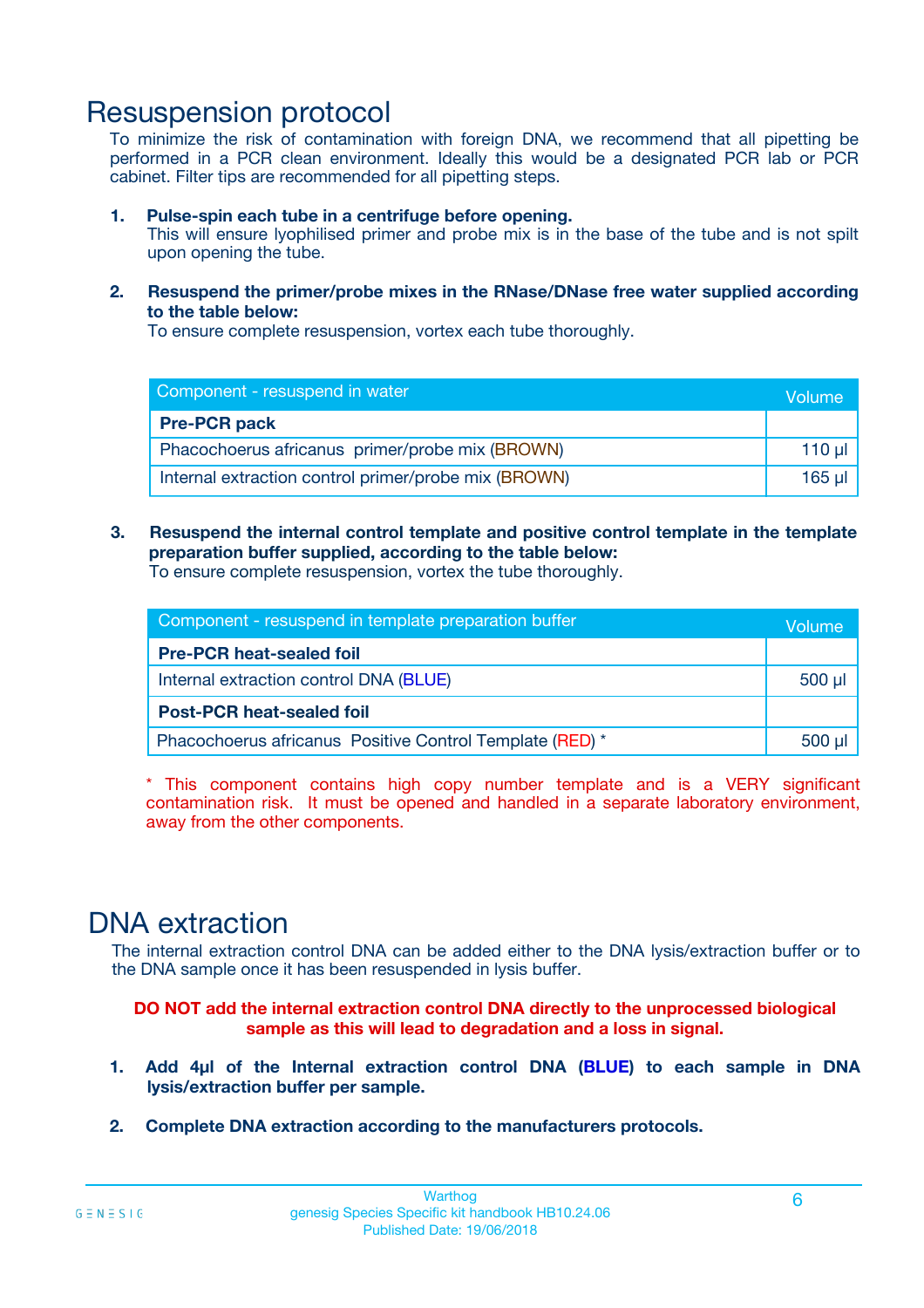# Resuspension protocol

To minimize the risk of contamination with foreign DNA, we recommend that all pipetting be performed in a PCR clean environment. Ideally this would be a designated PCR lab or PCR cabinet. Filter tips are recommended for all pipetting steps.

1. **Pulse-spin each tube in a centrifuge before opening.**
   This will ensure lyophilised primer and probe mix is in the base of the tube and is not spilt upon opening the tube.

2. **Resuspend the primer/probe mixes in the RNase/DNase free water supplied according to the table below:**
   To ensure complete resuspension, vortex each tube thoroughly.

| Component - resuspend in water | Volume |
|---|---|
| **Pre-PCR pack** | |
| Phacochoerus africanus primer/probe mix (BROWN) | 110 µl |
| Internal extraction control primer/probe mix (BROWN) | 165 µl |

3. **Resuspend the internal control template and positive control template in the template preparation buffer supplied, according to the table below:**
   To ensure complete resuspension, vortex the tube thoroughly.

| Component - resuspend in template preparation buffer | Volume |
|---|---|
| **Pre-PCR heat-sealed foil** | |
| Internal extraction control DNA (BLUE) | 500 µl |
| **Post-PCR heat-sealed foil** | |
| Phacochoerus africanus Positive Control Template (RED) * | 500 µl |

* This component contains high copy number template and is a VERY significant contamination risk. It must be opened and handled in a separate laboratory environment, away from the other components.

# DNA extraction

The internal extraction control DNA can be added either to the DNA lysis/extraction buffer or to the DNA sample once it has been resuspended in lysis buffer.

**DO NOT add the internal extraction control DNA directly to the unprocessed biological sample as this will lead to degradation and a loss in signal.**

1. **Add 4µl of the Internal extraction control DNA (BLUE) to each sample in DNA lysis/extraction buffer per sample.**

2. **Complete DNA extraction according to the manufacturers protocols.**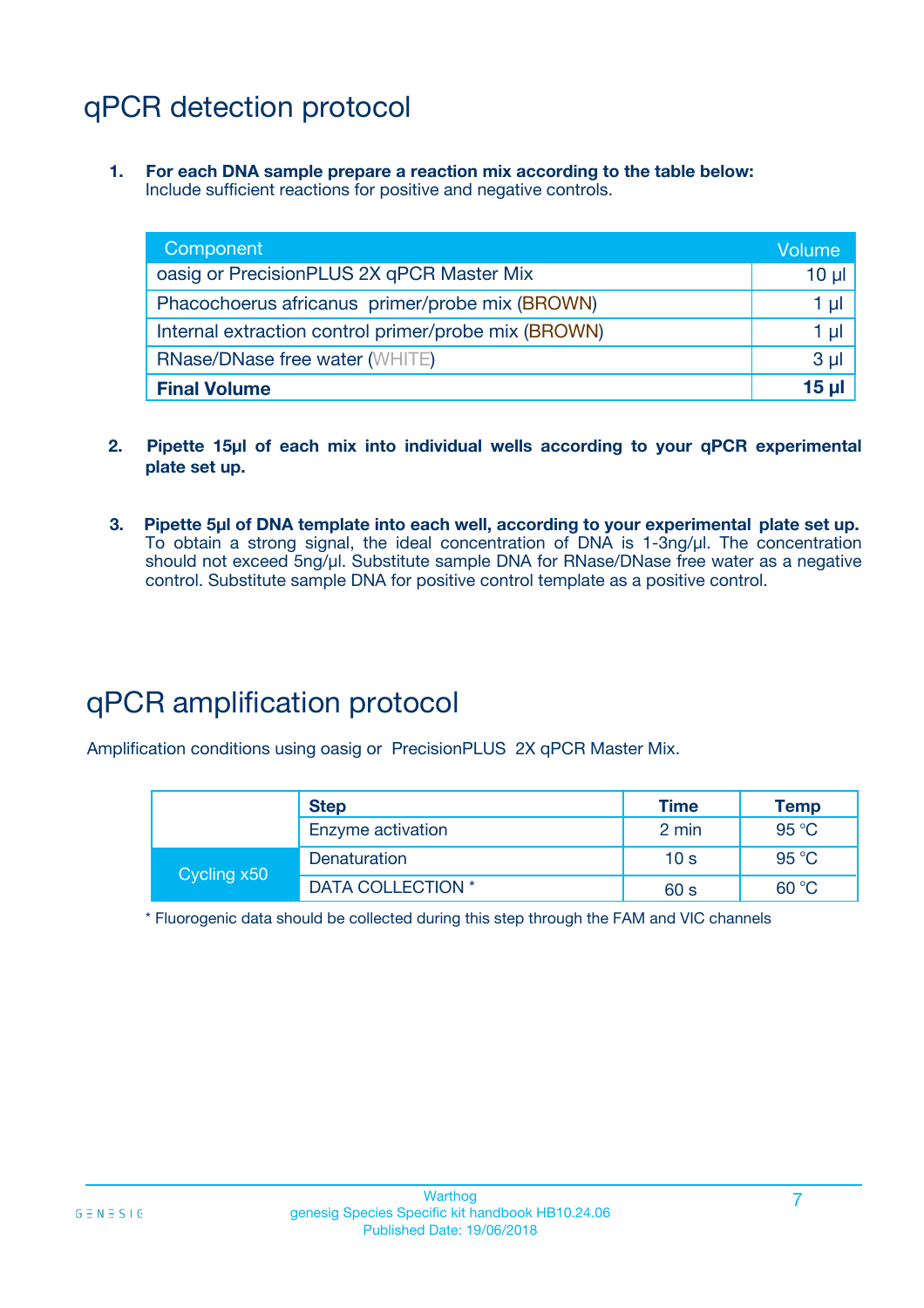# qPCR detection protocol

1. **For each DNA sample prepare a reaction mix according to the table below:**
   Include sufficient reactions for positive and negative controls.

| Component | Volume |
|---|---|
| oasig or PrecisionPLUS 2X qPCR Master Mix | 10 µl |
| Phacochoerus africanus primer/probe mix (BROWN) | 1 µl |
| Internal extraction control primer/probe mix (BROWN) | 1 µl |
| RNase/DNase free water (WHITE) | 3 µl |
| **Final Volume** | **15 µl** |

2. **Pipette 15µl of each mix into individual wells according to your qPCR experimental plate set up.**

3. **Pipette 5µl of DNA template into each well, according to your experimental plate set up.**
   To obtain a strong signal, the ideal concentration of DNA is 1-3ng/µl. The concentration should not exceed 5ng/µl. Substitute sample DNA for RNase/DNase free water as a negative control. Substitute sample DNA for positive control template as a positive control.

# qPCR amplification protocol

Amplification conditions using oasig or PrecisionPLUS 2X qPCR Master Mix.

| | Step | Time | Temp |
|---|---|---|---|
| | Enzyme activation | 2 min | 95 °C |
| Cycling x50 | Denaturation | 10 s | 95 °C |
| | DATA COLLECTION * | 60 s | 60 °C |

* Fluorogenic data should be collected during this step through the FAM and VIC channels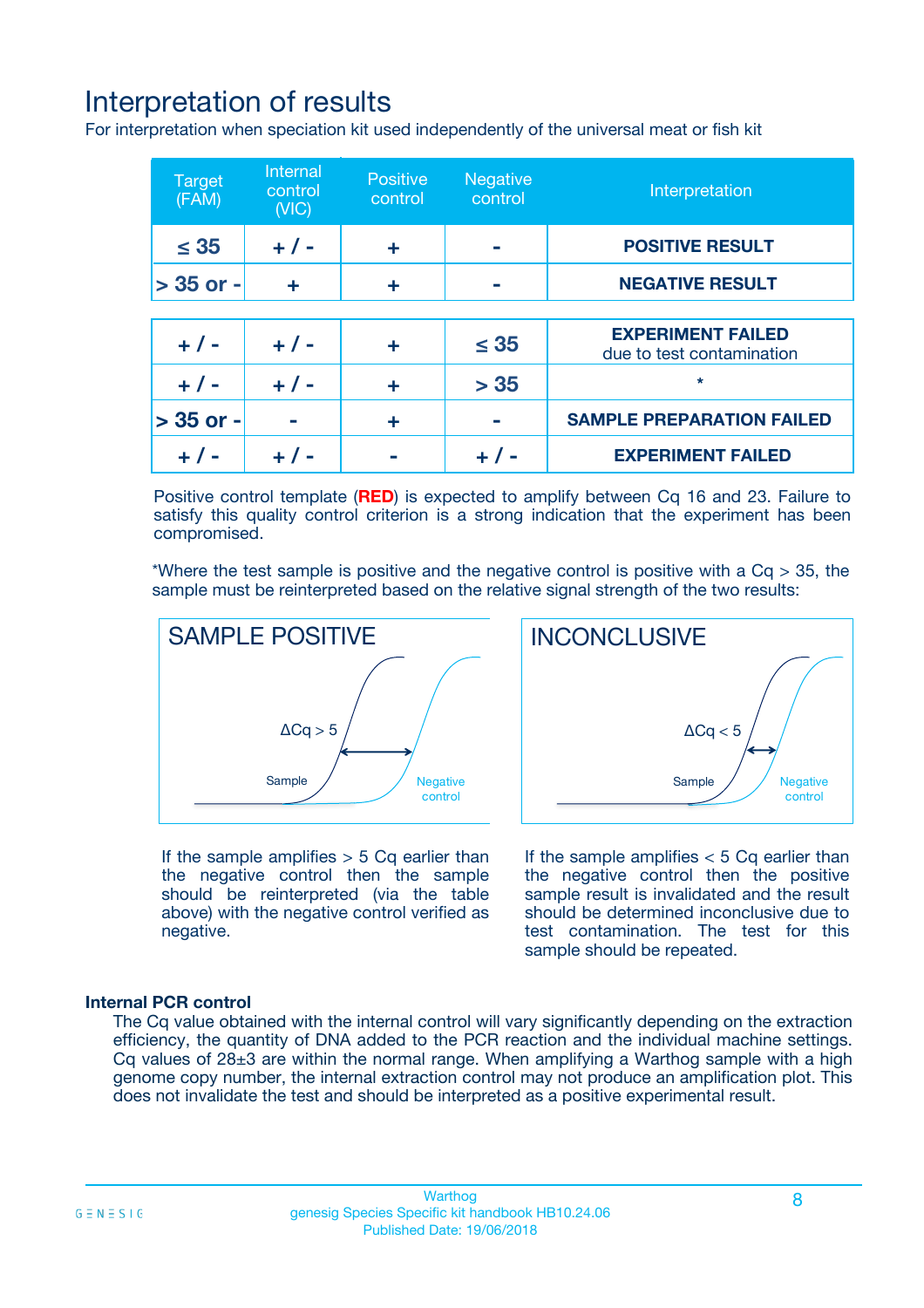# Interpretation of results

For interpretation when speciation kit used independently of the universal meat or fish kit

| Target (FAM) | Internal control (VIC) | Positive control | Negative control | Interpretation |
|---|---|---|---|---|
| ≤ 35 | + / - | + | - | **POSITIVE RESULT** |
| > 35 or - | + | + | - | **NEGATIVE RESULT** |
| + / - | + / - | + | ≤ 35 | **EXPERIMENT FAILED** due to test contamination |
| + / - | + / - | + | > 35 | * |
| > 35 or - | - | + | - | **SAMPLE PREPARATION FAILED** |
| + / - | + / - | - | + / - | **EXPERIMENT FAILED** |

Positive control template (**RED**) is expected to amplify between Cq 16 and 23. Failure to satisfy this quality control criterion is a strong indication that the experiment has been compromised.

*Where the test sample is positive and the negative control is positive with a Cq > 35, the sample must be reinterpreted based on the relative signal strength of the two results:

**SAMPLE POSITIVE**

ΔCq > 5

Sample

Negative control

If the sample amplifies > 5 Cq earlier than the negative control then the sample should be reinterpreted (via the table above) with the negative control verified as negative.

**INCONCLUSIVE**

ΔCq < 5

Sample

Negative control

If the sample amplifies < 5 Cq earlier than the negative control then the positive sample result is invalidated and the result should be determined inconclusive due to test contamination. The test for this sample should be repeated.

### Internal PCR control

The Cq value obtained with the internal control will vary significantly depending on the extraction efficiency, the quantity of DNA added to the PCR reaction and the individual machine settings. Cq values of 28±3 are within the normal range. When amplifying a Warthog sample with a high genome copy number, the internal extraction control may not produce an amplification plot. This does not invalidate the test and should be interpreted as a positive experimental result.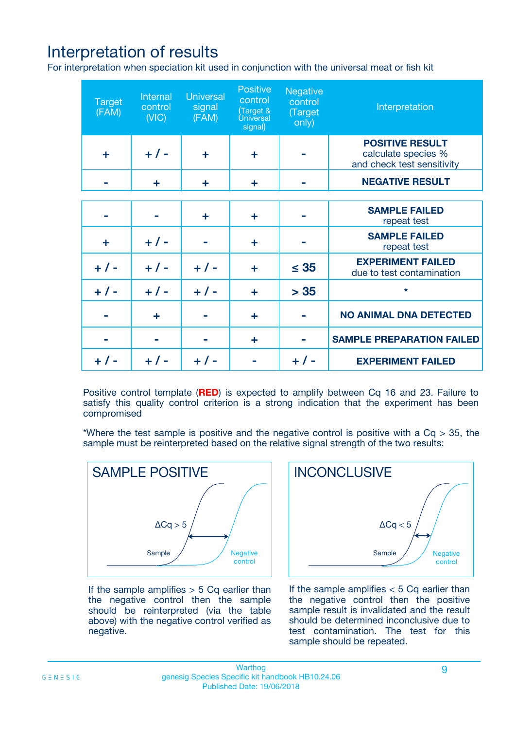# Interpretation of results

For interpretation when speciation kit used in conjunction with the universal meat or fish kit

| Target (FAM) | Internal control (VIC) | Universal signal (FAM) | Positive control (Target & Universal signal) | Negative control (Target only) | Interpretation |
|---|---|---|---|---|---|
| + | + / - | + | + | - | **POSITIVE RESULT** calculate species % and check test sensitivity |
| - | + | + | + | - | **NEGATIVE RESULT** |
| - | - | + | + | - | **SAMPLE FAILED** repeat test |
| + | + / - | - | + | - | **SAMPLE FAILED** repeat test |
| + / - | + / - | + / - | + | ≤ 35 | **EXPERIMENT FAILED** due to test contamination |
| + / - | + / - | + / - | + | > 35 | * |
| - | + | - | + | - | **NO ANIMAL DNA DETECTED** |
| - | - | - | + | - | **SAMPLE PREPARATION FAILED** |
| + / - | + / - | + / - | - | + / - | **EXPERIMENT FAILED** |

Positive control template (**RED**) is expected to amplify between Cq 16 and 23. Failure to satisfy this quality control criterion is a strong indication that the experiment has been compromised

*Where the test sample is positive and the negative control is positive with a Cq > 35, the sample must be reinterpreted based on the relative signal strength of the two results:

**SAMPLE POSITIVE**

$\Delta Cq > 5$

Sample / Negative control

If the sample amplifies > 5 Cq earlier than the negative control then the sample should be reinterpreted (via the table above) with the negative control verified as negative.

**INCONCLUSIVE**

$\Delta Cq < 5$

Sample / Negative control

If the sample amplifies < 5 Cq earlier than the negative control then the positive sample result is invalidated and the result should be determined inconclusive due to test contamination. The test for this sample should be repeated.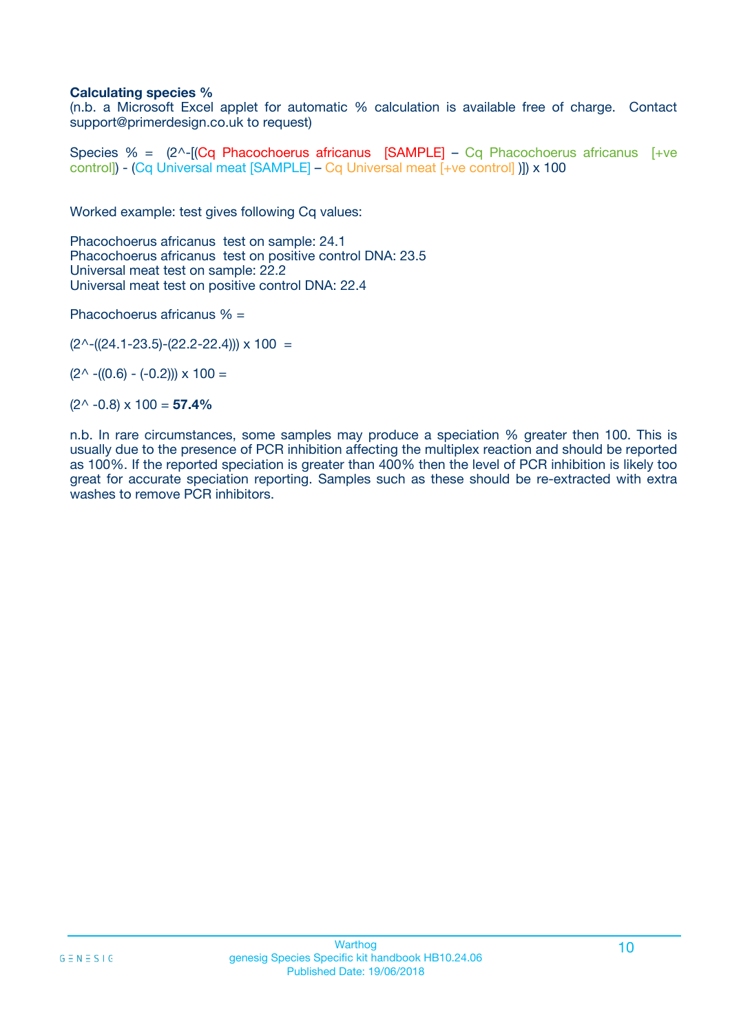**Calculating species %**

(n.b. a Microsoft Excel applet for automatic % calculation is available free of charge. Contact support@primerdesign.co.uk to request)

Species % = (2^-[(Cq Phacochoerus africanus [SAMPLE] – Cq Phacochoerus africanus [+ve control]) - (Cq Universal meat [SAMPLE] – Cq Universal meat [+ve control] )]) x 100

Worked example: test gives following Cq values:

Phacochoerus africanus test on sample: 24.1
Phacochoerus africanus test on positive control DNA: 23.5
Universal meat test on sample: 22.2
Universal meat test on positive control DNA: 22.4

Phacochoerus africanus % =

(2^-((24.1-23.5)-(22.2-22.4))) x 100 =

(2^ -((0.6) - (-0.2))) x 100 =

(2^ -0.8) x 100 = **57.4%**

n.b. In rare circumstances, some samples may produce a speciation % greater then 100. This is usually due to the presence of PCR inhibition affecting the multiplex reaction and should be reported as 100%. If the reported speciation is greater than 400% then the level of PCR inhibition is likely too great for accurate speciation reporting. Samples such as these should be re-extracted with extra washes to remove PCR inhibitors.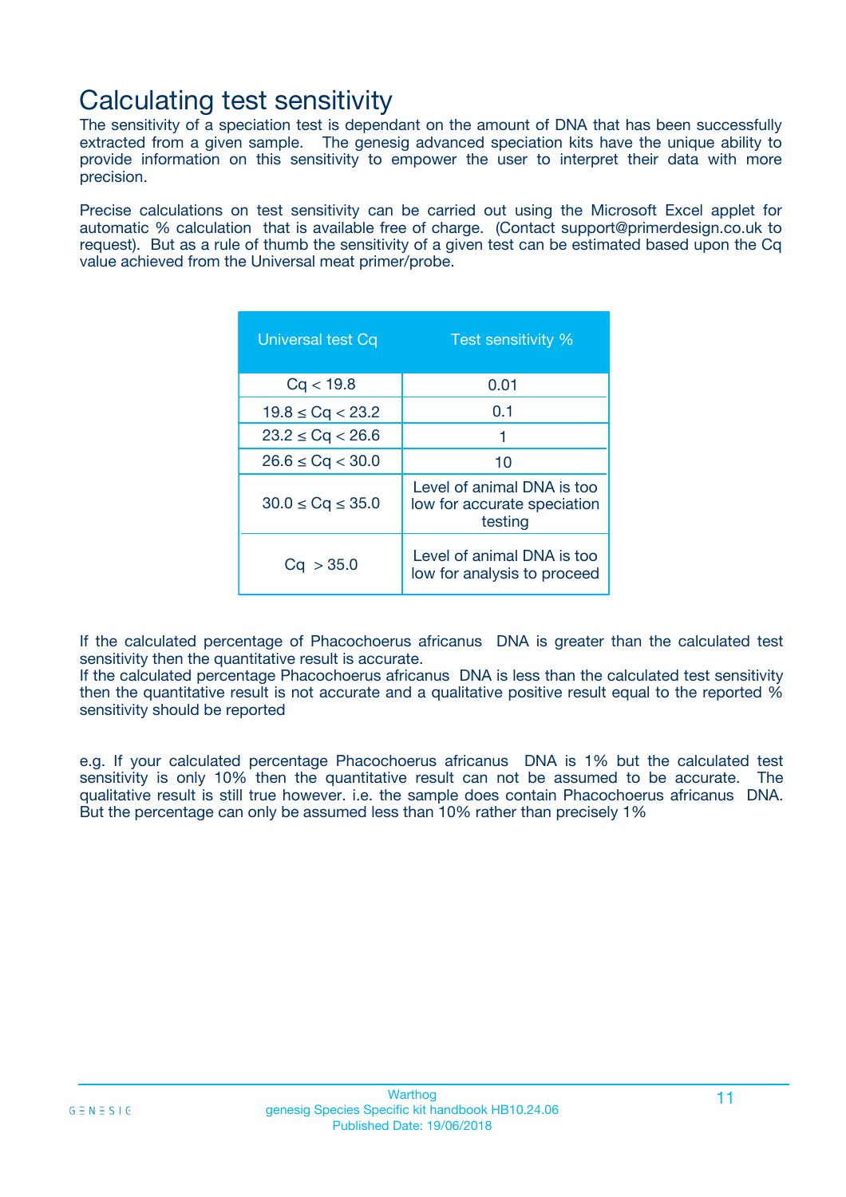# Calculating test sensitivity

The sensitivity of a speciation test is dependant on the amount of DNA that has been successfully extracted from a given sample. The genesig advanced speciation kits have the unique ability to provide information on this sensitivity to empower the user to interpret their data with more precision.

Precise calculations on test sensitivity can be carried out using the Microsoft Excel applet for automatic % calculation that is available free of charge. (Contact support@primerdesign.co.uk to request). But as a rule of thumb the sensitivity of a given test can be estimated based upon the Cq value achieved from the Universal meat primer/probe.

| Universal test Cq | Test sensitivity % |
|---|---|
| Cq < 19.8 | 0.01 |
| 19.8 ≤ Cq < 23.2 | 0.1 |
| 23.2 ≤ Cq < 26.6 | 1 |
| 26.6 ≤ Cq < 30.0 | 10 |
| 30.0 ≤ Cq ≤ 35.0 | Level of animal DNA is too low for accurate speciation testing |
| Cq > 35.0 | Level of animal DNA is too low for analysis to proceed |

If the calculated percentage of Phacochoerus africanus DNA is greater than the calculated test sensitivity then the quantitative result is accurate.
If the calculated percentage Phacochoerus africanus DNA is less than the calculated test sensitivity then the quantitative result is not accurate and a qualitative positive result equal to the reported % sensitivity should be reported

e.g. If your calculated percentage Phacochoerus africanus DNA is 1% but the calculated test sensitivity is only 10% then the quantitative result can not be assumed to be accurate. The qualitative result is still true however. i.e. the sample does contain Phacochoerus africanus DNA. But the percentage can only be assumed less than 10% rather than precisely 1%